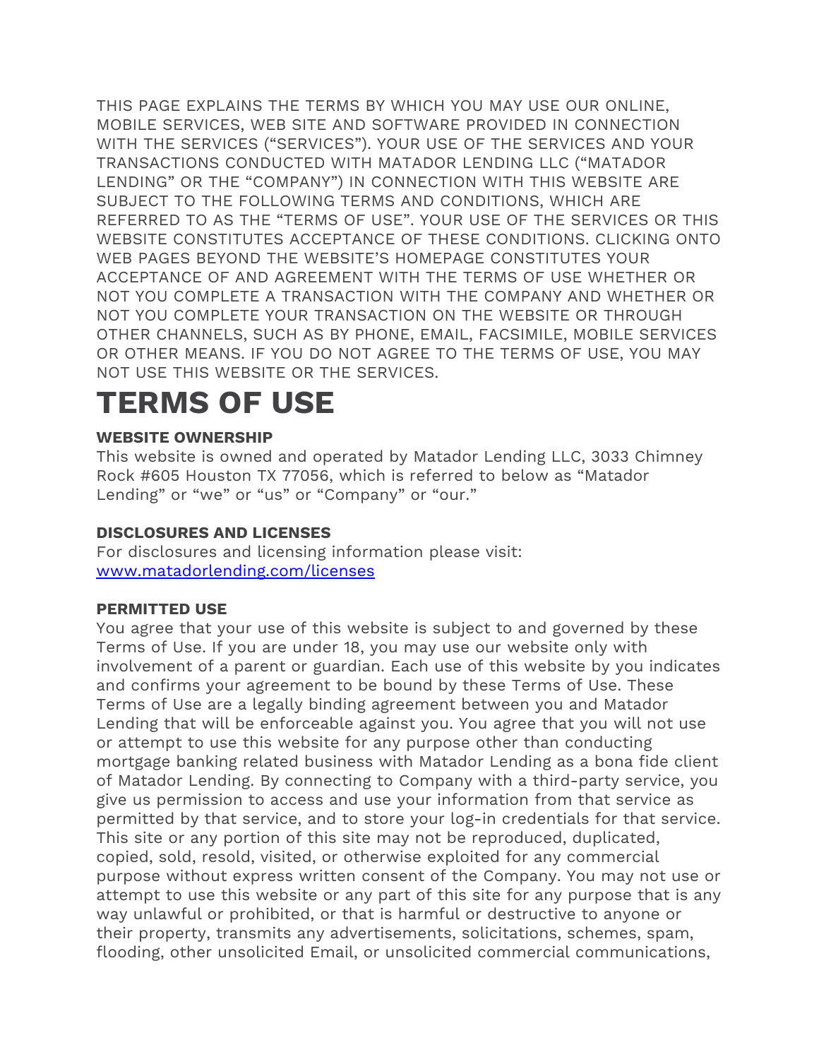THIS PAGE EXPLAINS THE TERMS BY WHICH YOU MAY USE OUR ONLINE, MOBILE SERVICES, WEB SITE AND SOFTWARE PROVIDED IN CONNECTION WITH THE SERVICES ("SERVICES"). YOUR USE OF THE SERVICES AND YOUR TRANSACTIONS CONDUCTED WITH MATADOR LENDING LLC ("MATADOR LENDING" OR THE "COMPANY") IN CONNECTION WITH THIS WEBSITE ARE SUBJECT TO THE FOLLOWING TERMS AND CONDITIONS, WHICH ARE REFERRED TO AS THE "TERMS OF USE". YOUR USE OF THE SERVICES OR THIS WEBSITE CONSTITUTES ACCEPTANCE OF THESE CONDITIONS. CLICKING ONTO WEB PAGES BEYOND THE WEBSITE'S HOMEPAGE CONSTITUTES YOUR ACCEPTANCE OF AND AGREEMENT WITH THE TERMS OF USE WHETHER OR NOT YOU COMPLETE A TRANSACTION WITH THE COMPANY AND WHETHER OR NOT YOU COMPLETE YOUR TRANSACTION ON THE WEBSITE OR THROUGH OTHER CHANNELS, SUCH AS BY PHONE, EMAIL, FACSIMILE, MOBILE SERVICES OR OTHER MEANS. IF YOU DO NOT AGREE TO THE TERMS OF USE, YOU MAY NOT USE THIS WEBSITE OR THE SERVICES.

# TERMS OF USE

**WEBSITE OWNERSHIP**

This website is owned and operated by Matador Lending LLC, 3033 Chimney Rock #605 Houston TX 77056, which is referred to below as "Matador Lending" or "we" or "us" or "Company" or "our."

**DISCLOSURES AND LICENSES**

For disclosures and licensing information please visit: [www.matadorlending.com/licenses](http://www.matadorlending.com/licenses)

**PERMITTED USE**

You agree that your use of this website is subject to and governed by these Terms of Use. If you are under 18, you may use our website only with involvement of a parent or guardian. Each use of this website by you indicates and confirms your agreement to be bound by these Terms of Use. These Terms of Use are a legally binding agreement between you and Matador Lending that will be enforceable against you. You agree that you will not use or attempt to use this website for any purpose other than conducting mortgage banking related business with Matador Lending as a bona fide client of Matador Lending. By connecting to Company with a third-party service, you give us permission to access and use your information from that service as permitted by that service, and to store your log-in credentials for that service. This site or any portion of this site may not be reproduced, duplicated, copied, sold, resold, visited, or otherwise exploited for any commercial purpose without express written consent of the Company. You may not use or attempt to use this website or any part of this site for any purpose that is any way unlawful or prohibited, or that is harmful or destructive to anyone or their property, transmits any advertisements, solicitations, schemes, spam, flooding, other unsolicited Email, or unsolicited commercial communications,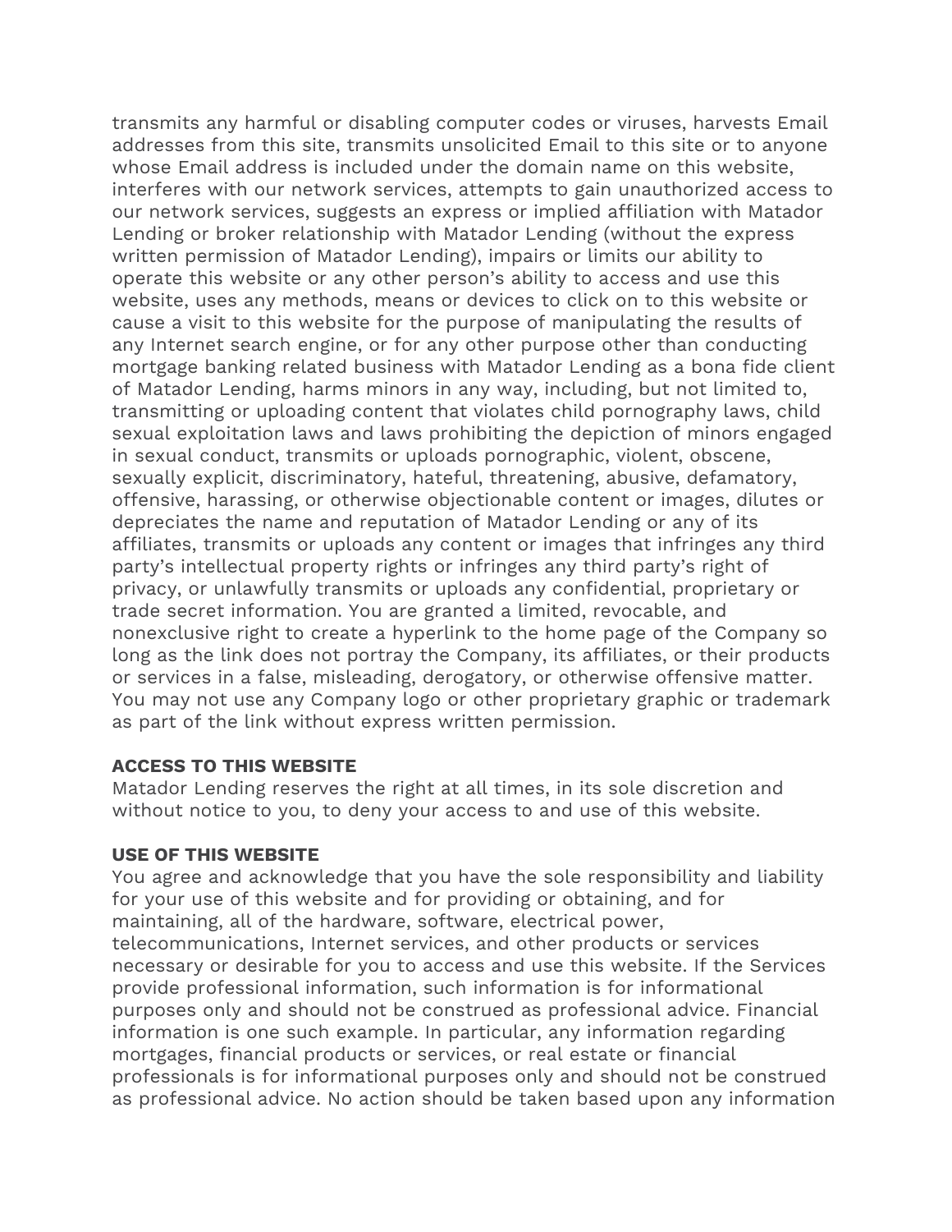transmits any harmful or disabling computer codes or viruses, harvests Email addresses from this site, transmits unsolicited Email to this site or to anyone whose Email address is included under the domain name on this website, interferes with our network services, attempts to gain unauthorized access to our network services, suggests an express or implied affiliation with Matador Lending or broker relationship with Matador Lending (without the express written permission of Matador Lending), impairs or limits our ability to operate this website or any other person's ability to access and use this website, uses any methods, means or devices to click on to this website or cause a visit to this website for the purpose of manipulating the results of any Internet search engine, or for any other purpose other than conducting mortgage banking related business with Matador Lending as a bona fide client of Matador Lending, harms minors in any way, including, but not limited to, transmitting or uploading content that violates child pornography laws, child sexual exploitation laws and laws prohibiting the depiction of minors engaged in sexual conduct, transmits or uploads pornographic, violent, obscene, sexually explicit, discriminatory, hateful, threatening, abusive, defamatory, offensive, harassing, or otherwise objectionable content or images, dilutes or depreciates the name and reputation of Matador Lending or any of its affiliates, transmits or uploads any content or images that infringes any third party's intellectual property rights or infringes any third party's right of privacy, or unlawfully transmits or uploads any confidential, proprietary or trade secret information. You are granted a limited, revocable, and nonexclusive right to create a hyperlink to the home page of the Company so long as the link does not portray the Company, its affiliates, or their products or services in a false, misleading, derogatory, or otherwise offensive matter. You may not use any Company logo or other proprietary graphic or trademark as part of the link without express written permission.

**ACCESS TO THIS WEBSITE**

Matador Lending reserves the right at all times, in its sole discretion and without notice to you, to deny your access to and use of this website.

**USE OF THIS WEBSITE**

You agree and acknowledge that you have the sole responsibility and liability for your use of this website and for providing or obtaining, and for maintaining, all of the hardware, software, electrical power, telecommunications, Internet services, and other products or services necessary or desirable for you to access and use this website. If the Services provide professional information, such information is for informational purposes only and should not be construed as professional advice. Financial information is one such example. In particular, any information regarding mortgages, financial products or services, or real estate or financial professionals is for informational purposes only and should not be construed as professional advice. No action should be taken based upon any information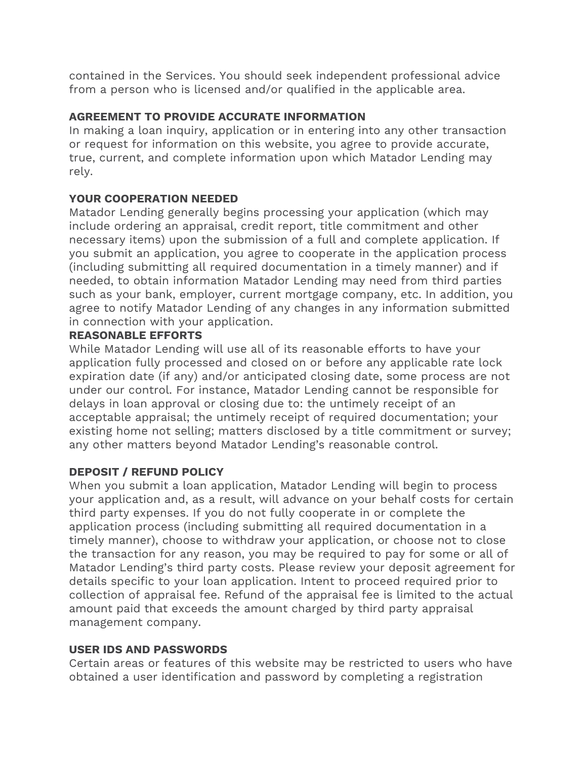contained in the Services. You should seek independent professional advice from a person who is licensed and/or qualified in the applicable area.

**AGREEMENT TO PROVIDE ACCURATE INFORMATION**

In making a loan inquiry, application or in entering into any other transaction or request for information on this website, you agree to provide accurate, true, current, and complete information upon which Matador Lending may rely.

**YOUR COOPERATION NEEDED**

Matador Lending generally begins processing your application (which may include ordering an appraisal, credit report, title commitment and other necessary items) upon the submission of a full and complete application. If you submit an application, you agree to cooperate in the application process (including submitting all required documentation in a timely manner) and if needed, to obtain information Matador Lending may need from third parties such as your bank, employer, current mortgage company, etc. In addition, you agree to notify Matador Lending of any changes in any information submitted in connection with your application.

**REASONABLE EFFORTS**

While Matador Lending will use all of its reasonable efforts to have your application fully processed and closed on or before any applicable rate lock expiration date (if any) and/or anticipated closing date, some process are not under our control. For instance, Matador Lending cannot be responsible for delays in loan approval or closing due to: the untimely receipt of an acceptable appraisal; the untimely receipt of required documentation; your existing home not selling; matters disclosed by a title commitment or survey; any other matters beyond Matador Lending's reasonable control.

**DEPOSIT / REFUND POLICY**

When you submit a loan application, Matador Lending will begin to process your application and, as a result, will advance on your behalf costs for certain third party expenses. If you do not fully cooperate in or complete the application process (including submitting all required documentation in a timely manner), choose to withdraw your application, or choose not to close the transaction for any reason, you may be required to pay for some or all of Matador Lending's third party costs. Please review your deposit agreement for details specific to your loan application. Intent to proceed required prior to collection of appraisal fee. Refund of the appraisal fee is limited to the actual amount paid that exceeds the amount charged by third party appraisal management company.

**USER IDS AND PASSWORDS**

Certain areas or features of this website may be restricted to users who have obtained a user identification and password by completing a registration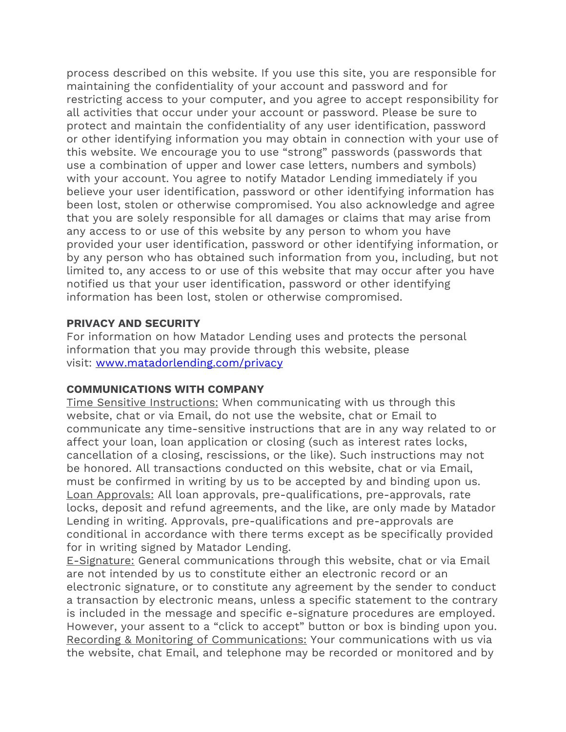process described on this website. If you use this site, you are responsible for maintaining the confidentiality of your account and password and for restricting access to your computer, and you agree to accept responsibility for all activities that occur under your account or password. Please be sure to protect and maintain the confidentiality of any user identification, password or other identifying information you may obtain in connection with your use of this website. We encourage you to use "strong" passwords (passwords that use a combination of upper and lower case letters, numbers and symbols) with your account. You agree to notify Matador Lending immediately if you believe your user identification, password or other identifying information has been lost, stolen or otherwise compromised. You also acknowledge and agree that you are solely responsible for all damages or claims that may arise from any access to or use of this website by any person to whom you have provided your user identification, password or other identifying information, or by any person who has obtained such information from you, including, but not limited to, any access to or use of this website that may occur after you have notified us that your user identification, password or other identifying information has been lost, stolen or otherwise compromised.

**PRIVACY AND SECURITY**

For information on how Matador Lending uses and protects the personal information that you may provide through this website, please visit: [www.matadorlending.com/privacy](www.matadorlending.com/privacy)

**COMMUNICATIONS WITH COMPANY**

Time Sensitive Instructions: When communicating with us through this website, chat or via Email, do not use the website, chat or Email to communicate any time-sensitive instructions that are in any way related to or affect your loan, loan application or closing (such as interest rates locks, cancellation of a closing, rescissions, or the like). Such instructions may not be honored. All transactions conducted on this website, chat or via Email, must be confirmed in writing by us to be accepted by and binding upon us.
Loan Approvals: All loan approvals, pre-qualifications, pre-approvals, rate locks, deposit and refund agreements, and the like, are only made by Matador Lending in writing. Approvals, pre-qualifications and pre-approvals are conditional in accordance with there terms except as be specifically provided for in writing signed by Matador Lending.
E-Signature: General communications through this website, chat or via Email are not intended by us to constitute either an electronic record or an electronic signature, or to constitute any agreement by the sender to conduct a transaction by electronic means, unless a specific statement to the contrary is included in the message and specific e-signature procedures are employed. However, your assent to a "click to accept" button or box is binding upon you.
Recording & Monitoring of Communications: Your communications with us via the website, chat Email, and telephone may be recorded or monitored and by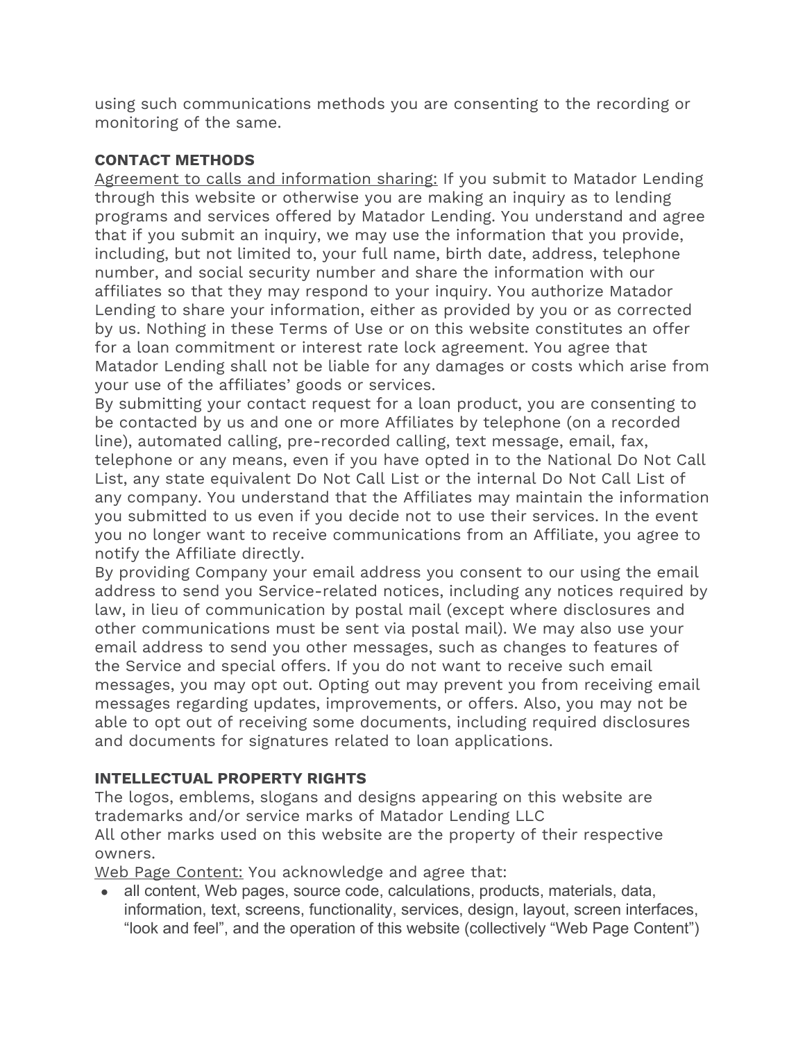using such communications methods you are consenting to the recording or monitoring of the same.

**CONTACT METHODS**

Agreement to calls and information sharing: If you submit to Matador Lending through this website or otherwise you are making an inquiry as to lending programs and services offered by Matador Lending. You understand and agree that if you submit an inquiry, we may use the information that you provide, including, but not limited to, your full name, birth date, address, telephone number, and social security number and share the information with our affiliates so that they may respond to your inquiry. You authorize Matador Lending to share your information, either as provided by you or as corrected by us. Nothing in these Terms of Use or on this website constitutes an offer for a loan commitment or interest rate lock agreement. You agree that Matador Lending shall not be liable for any damages or costs which arise from your use of the affiliates' goods or services.

By submitting your contact request for a loan product, you are consenting to be contacted by us and one or more Affiliates by telephone (on a recorded line), automated calling, pre-recorded calling, text message, email, fax, telephone or any means, even if you have opted in to the National Do Not Call List, any state equivalent Do Not Call List or the internal Do Not Call List of any company. You understand that the Affiliates may maintain the information you submitted to us even if you decide not to use their services. In the event you no longer want to receive communications from an Affiliate, you agree to notify the Affiliate directly.

By providing Company your email address you consent to our using the email address to send you Service-related notices, including any notices required by law, in lieu of communication by postal mail (except where disclosures and other communications must be sent via postal mail). We may also use your email address to send you other messages, such as changes to features of the Service and special offers. If you do not want to receive such email messages, you may opt out. Opting out may prevent you from receiving email messages regarding updates, improvements, or offers. Also, you may not be able to opt out of receiving some documents, including required disclosures and documents for signatures related to loan applications.

**INTELLECTUAL PROPERTY RIGHTS**

The logos, emblems, slogans and designs appearing on this website are trademarks and/or service marks of Matador Lending LLC

All other marks used on this website are the property of their respective owners.

Web Page Content: You acknowledge and agree that:

- all content, Web pages, source code, calculations, products, materials, data, information, text, screens, functionality, services, design, layout, screen interfaces, "look and feel", and the operation of this website (collectively "Web Page Content")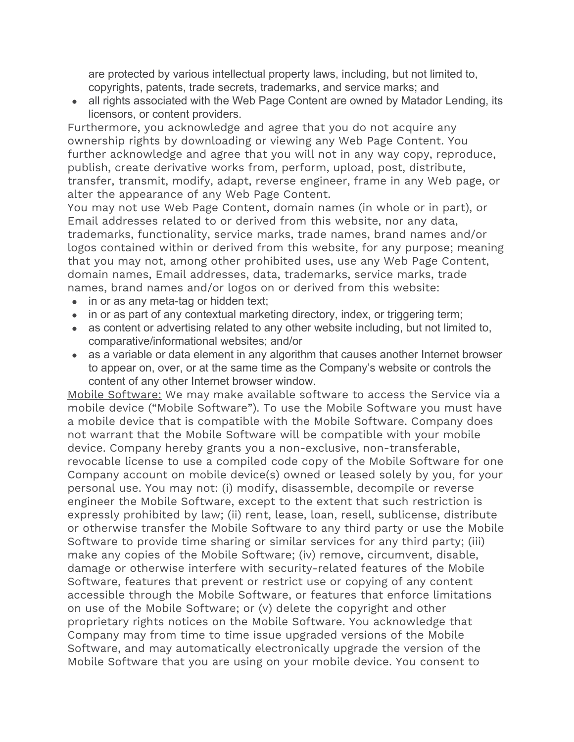are protected by various intellectual property laws, including, but not limited to, copyrights, patents, trade secrets, trademarks, and service marks; and

- all rights associated with the Web Page Content are owned by Matador Lending, its licensors, or content providers.

Furthermore, you acknowledge and agree that you do not acquire any ownership rights by downloading or viewing any Web Page Content. You further acknowledge and agree that you will not in any way copy, reproduce, publish, create derivative works from, perform, upload, post, distribute, transfer, transmit, modify, adapt, reverse engineer, frame in any Web page, or alter the appearance of any Web Page Content.

You may not use Web Page Content, domain names (in whole or in part), or Email addresses related to or derived from this website, nor any data, trademarks, functionality, service marks, trade names, brand names and/or logos contained within or derived from this website, for any purpose; meaning that you may not, among other prohibited uses, use any Web Page Content, domain names, Email addresses, data, trademarks, service marks, trade names, brand names and/or logos on or derived from this website:

- in or as any meta-tag or hidden text;
- in or as part of any contextual marketing directory, index, or triggering term;
- as content or advertising related to any other website including, but not limited to, comparative/informational websites; and/or
- as a variable or data element in any algorithm that causes another Internet browser to appear on, over, or at the same time as the Company's website or controls the content of any other Internet browser window.

Mobile Software: We may make available software to access the Service via a mobile device ("Mobile Software"). To use the Mobile Software you must have a mobile device that is compatible with the Mobile Software. Company does not warrant that the Mobile Software will be compatible with your mobile device. Company hereby grants you a non-exclusive, non-transferable, revocable license to use a compiled code copy of the Mobile Software for one Company account on mobile device(s) owned or leased solely by you, for your personal use. You may not: (i) modify, disassemble, decompile or reverse engineer the Mobile Software, except to the extent that such restriction is expressly prohibited by law; (ii) rent, lease, loan, resell, sublicense, distribute or otherwise transfer the Mobile Software to any third party or use the Mobile Software to provide time sharing or similar services for any third party; (iii) make any copies of the Mobile Software; (iv) remove, circumvent, disable, damage or otherwise interfere with security-related features of the Mobile Software, features that prevent or restrict use or copying of any content accessible through the Mobile Software, or features that enforce limitations on use of the Mobile Software; or (v) delete the copyright and other proprietary rights notices on the Mobile Software. You acknowledge that Company may from time to time issue upgraded versions of the Mobile Software, and may automatically electronically upgrade the version of the Mobile Software that you are using on your mobile device. You consent to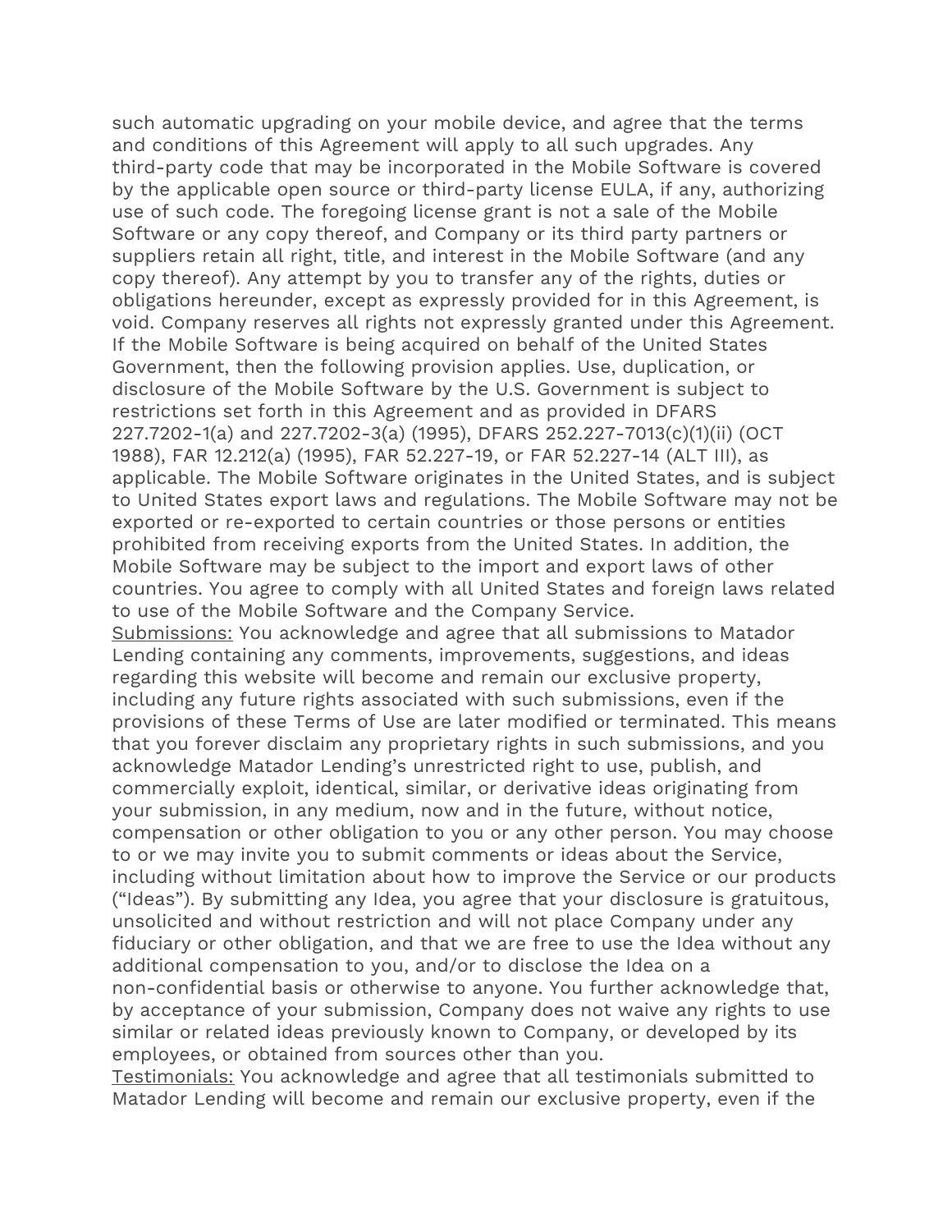such automatic upgrading on your mobile device, and agree that the terms and conditions of this Agreement will apply to all such upgrades. Any third-party code that may be incorporated in the Mobile Software is covered by the applicable open source or third-party license EULA, if any, authorizing use of such code. The foregoing license grant is not a sale of the Mobile Software or any copy thereof, and Company or its third party partners or suppliers retain all right, title, and interest in the Mobile Software (and any copy thereof). Any attempt by you to transfer any of the rights, duties or obligations hereunder, except as expressly provided for in this Agreement, is void. Company reserves all rights not expressly granted under this Agreement. If the Mobile Software is being acquired on behalf of the United States Government, then the following provision applies. Use, duplication, or disclosure of the Mobile Software by the U.S. Government is subject to restrictions set forth in this Agreement and as provided in DFARS 227.7202-1(a) and 227.7202-3(a) (1995), DFARS 252.227-7013(c)(1)(ii) (OCT 1988), FAR 12.212(a) (1995), FAR 52.227-19, or FAR 52.227-14 (ALT III), as applicable. The Mobile Software originates in the United States, and is subject to United States export laws and regulations. The Mobile Software may not be exported or re-exported to certain countries or those persons or entities prohibited from receiving exports from the United States. In addition, the Mobile Software may be subject to the import and export laws of other countries. You agree to comply with all United States and foreign laws related to use of the Mobile Software and the Company Service.

Submissions: You acknowledge and agree that all submissions to Matador Lending containing any comments, improvements, suggestions, and ideas regarding this website will become and remain our exclusive property, including any future rights associated with such submissions, even if the provisions of these Terms of Use are later modified or terminated. This means that you forever disclaim any proprietary rights in such submissions, and you acknowledge Matador Lending's unrestricted right to use, publish, and commercially exploit, identical, similar, or derivative ideas originating from your submission, in any medium, now and in the future, without notice, compensation or other obligation to you or any other person. You may choose to or we may invite you to submit comments or ideas about the Service, including without limitation about how to improve the Service or our products ("Ideas"). By submitting any Idea, you agree that your disclosure is gratuitous, unsolicited and without restriction and will not place Company under any fiduciary or other obligation, and that we are free to use the Idea without any additional compensation to you, and/or to disclose the Idea on a non-confidential basis or otherwise to anyone. You further acknowledge that, by acceptance of your submission, Company does not waive any rights to use similar or related ideas previously known to Company, or developed by its employees, or obtained from sources other than you.

Testimonials: You acknowledge and agree that all testimonials submitted to Matador Lending will become and remain our exclusive property, even if the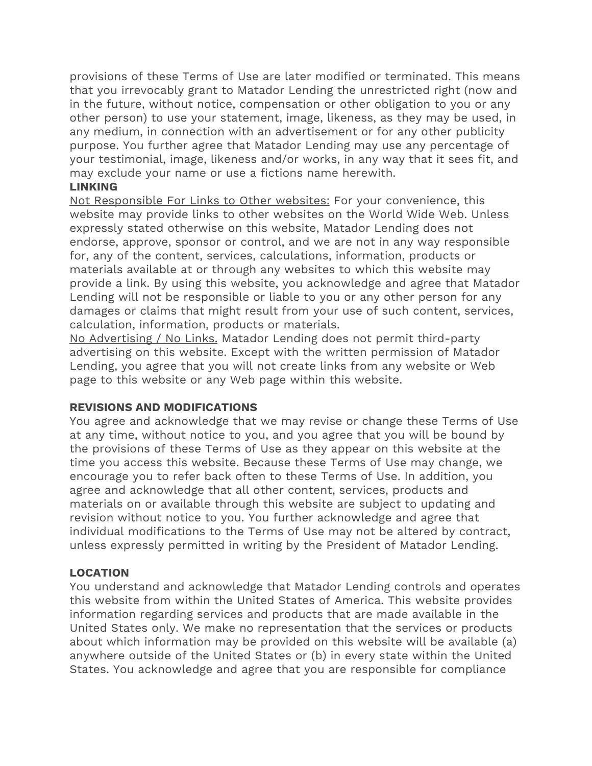provisions of these Terms of Use are later modified or terminated. This means that you irrevocably grant to Matador Lending the unrestricted right (now and in the future, without notice, compensation or other obligation to you or any other person) to use your statement, image, likeness, as they may be used, in any medium, in connection with an advertisement or for any other publicity purpose. You further agree that Matador Lending may use any percentage of your testimonial, image, likeness and/or works, in any way that it sees fit, and may exclude your name or use a fictions name herewith.

**LINKING**

Not Responsible For Links to Other websites: For your convenience, this website may provide links to other websites on the World Wide Web. Unless expressly stated otherwise on this website, Matador Lending does not endorse, approve, sponsor or control, and we are not in any way responsible for, any of the content, services, calculations, information, products or materials available at or through any websites to which this website may provide a link. By using this website, you acknowledge and agree that Matador Lending will not be responsible or liable to you or any other person for any damages or claims that might result from your use of such content, services, calculation, information, products or materials.

No Advertising / No Links. Matador Lending does not permit third-party advertising on this website. Except with the written permission of Matador Lending, you agree that you will not create links from any website or Web page to this website or any Web page within this website.

**REVISIONS AND MODIFICATIONS**

You agree and acknowledge that we may revise or change these Terms of Use at any time, without notice to you, and you agree that you will be bound by the provisions of these Terms of Use as they appear on this website at the time you access this website. Because these Terms of Use may change, we encourage you to refer back often to these Terms of Use. In addition, you agree and acknowledge that all other content, services, products and materials on or available through this website are subject to updating and revision without notice to you. You further acknowledge and agree that individual modifications to the Terms of Use may not be altered by contract, unless expressly permitted in writing by the President of Matador Lending.

**LOCATION**

You understand and acknowledge that Matador Lending controls and operates this website from within the United States of America. This website provides information regarding services and products that are made available in the United States only. We make no representation that the services or products about which information may be provided on this website will be available (a) anywhere outside of the United States or (b) in every state within the United States. You acknowledge and agree that you are responsible for compliance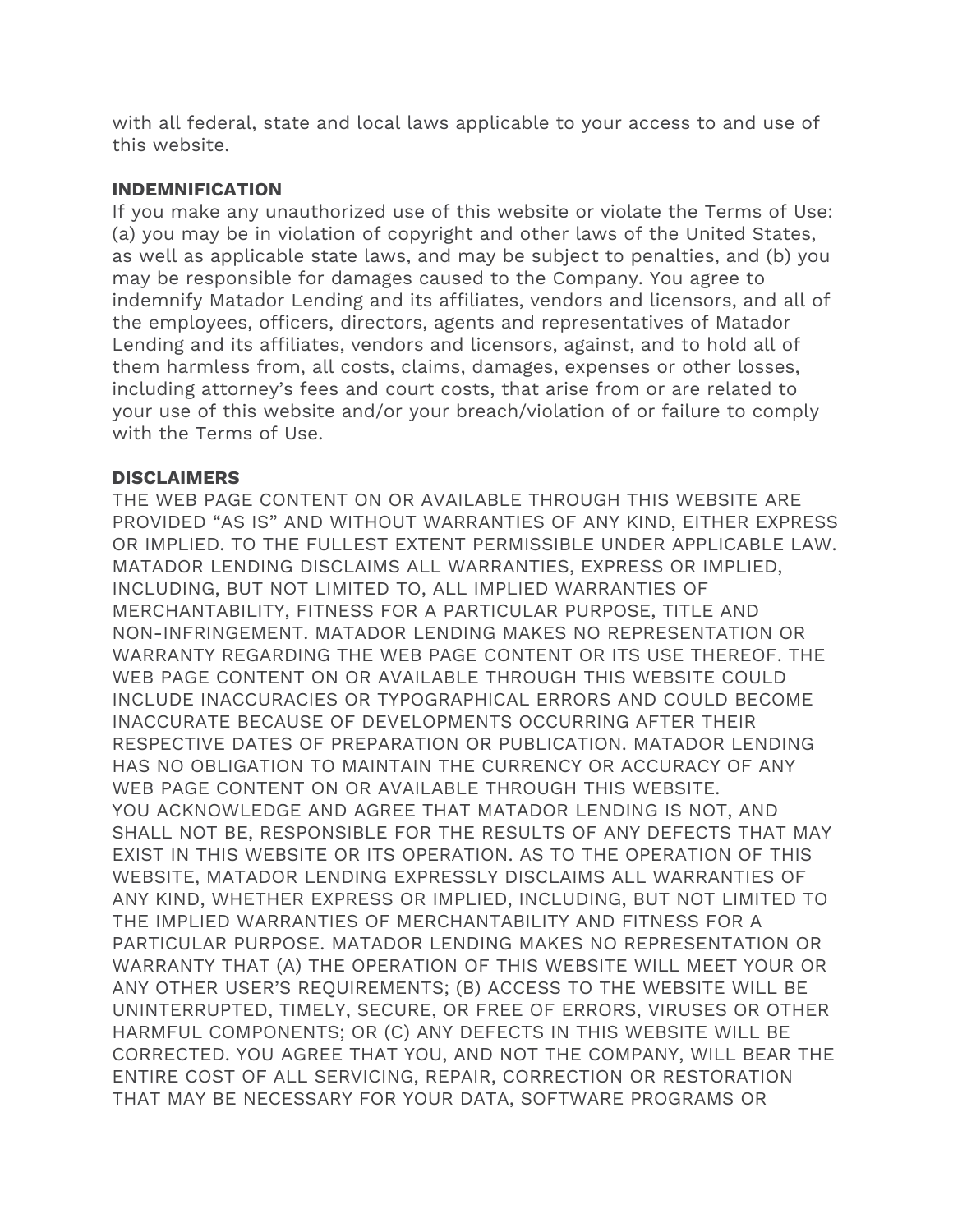with all federal, state and local laws applicable to your access to and use of this website.

**INDEMNIFICATION**

If you make any unauthorized use of this website or violate the Terms of Use: (a) you may be in violation of copyright and other laws of the United States, as well as applicable state laws, and may be subject to penalties, and (b) you may be responsible for damages caused to the Company. You agree to indemnify Matador Lending and its affiliates, vendors and licensors, and all of the employees, officers, directors, agents and representatives of Matador Lending and its affiliates, vendors and licensors, against, and to hold all of them harmless from, all costs, claims, damages, expenses or other losses, including attorney's fees and court costs, that arise from or are related to your use of this website and/or your breach/violation of or failure to comply with the Terms of Use.

**DISCLAIMERS**

THE WEB PAGE CONTENT ON OR AVAILABLE THROUGH THIS WEBSITE ARE PROVIDED "AS IS" AND WITHOUT WARRANTIES OF ANY KIND, EITHER EXPRESS OR IMPLIED. TO THE FULLEST EXTENT PERMISSIBLE UNDER APPLICABLE LAW. MATADOR LENDING DISCLAIMS ALL WARRANTIES, EXPRESS OR IMPLIED, INCLUDING, BUT NOT LIMITED TO, ALL IMPLIED WARRANTIES OF MERCHANTABILITY, FITNESS FOR A PARTICULAR PURPOSE, TITLE AND NON-INFRINGEMENT. MATADOR LENDING MAKES NO REPRESENTATION OR WARRANTY REGARDING THE WEB PAGE CONTENT OR ITS USE THEREOF. THE WEB PAGE CONTENT ON OR AVAILABLE THROUGH THIS WEBSITE COULD INCLUDE INACCURACIES OR TYPOGRAPHICAL ERRORS AND COULD BECOME INACCURATE BECAUSE OF DEVELOPMENTS OCCURRING AFTER THEIR RESPECTIVE DATES OF PREPARATION OR PUBLICATION. MATADOR LENDING HAS NO OBLIGATION TO MAINTAIN THE CURRENCY OR ACCURACY OF ANY WEB PAGE CONTENT ON OR AVAILABLE THROUGH THIS WEBSITE.

YOU ACKNOWLEDGE AND AGREE THAT MATADOR LENDING IS NOT, AND SHALL NOT BE, RESPONSIBLE FOR THE RESULTS OF ANY DEFECTS THAT MAY EXIST IN THIS WEBSITE OR ITS OPERATION. AS TO THE OPERATION OF THIS WEBSITE, MATADOR LENDING EXPRESSLY DISCLAIMS ALL WARRANTIES OF ANY KIND, WHETHER EXPRESS OR IMPLIED, INCLUDING, BUT NOT LIMITED TO THE IMPLIED WARRANTIES OF MERCHANTABILITY AND FITNESS FOR A PARTICULAR PURPOSE. MATADOR LENDING MAKES NO REPRESENTATION OR WARRANTY THAT (A) THE OPERATION OF THIS WEBSITE WILL MEET YOUR OR ANY OTHER USER'S REQUIREMENTS; (B) ACCESS TO THE WEBSITE WILL BE UNINTERRUPTED, TIMELY, SECURE, OR FREE OF ERRORS, VIRUSES OR OTHER HARMFUL COMPONENTS; OR (C) ANY DEFECTS IN THIS WEBSITE WILL BE CORRECTED. YOU AGREE THAT YOU, AND NOT THE COMPANY, WILL BEAR THE ENTIRE COST OF ALL SERVICING, REPAIR, CORRECTION OR RESTORATION THAT MAY BE NECESSARY FOR YOUR DATA, SOFTWARE PROGRAMS OR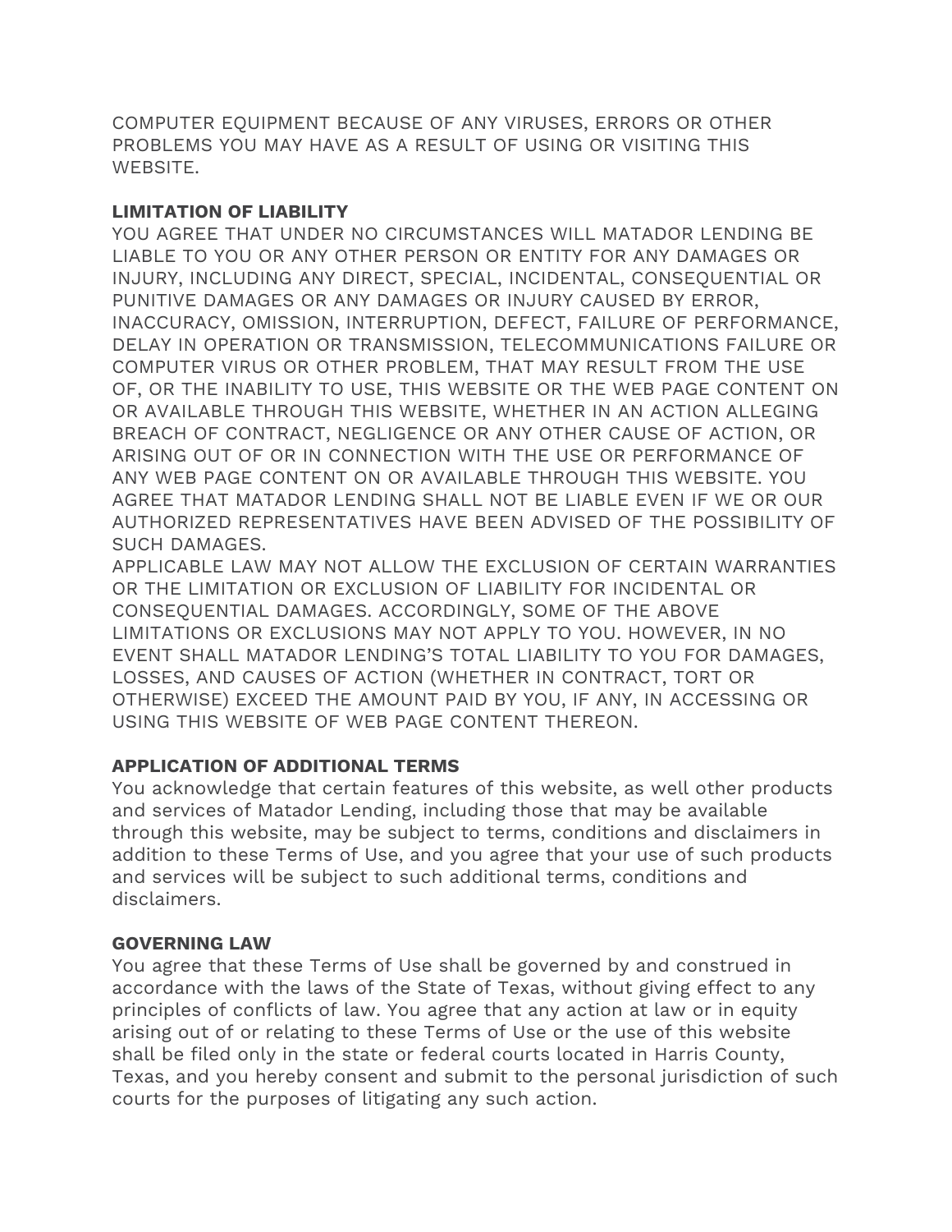COMPUTER EQUIPMENT BECAUSE OF ANY VIRUSES, ERRORS OR OTHER PROBLEMS YOU MAY HAVE AS A RESULT OF USING OR VISITING THIS WEBSITE.

**LIMITATION OF LIABILITY**

YOU AGREE THAT UNDER NO CIRCUMSTANCES WILL MATADOR LENDING BE LIABLE TO YOU OR ANY OTHER PERSON OR ENTITY FOR ANY DAMAGES OR INJURY, INCLUDING ANY DIRECT, SPECIAL, INCIDENTAL, CONSEQUENTIAL OR PUNITIVE DAMAGES OR ANY DAMAGES OR INJURY CAUSED BY ERROR, INACCURACY, OMISSION, INTERRUPTION, DEFECT, FAILURE OF PERFORMANCE, DELAY IN OPERATION OR TRANSMISSION, TELECOMMUNICATIONS FAILURE OR COMPUTER VIRUS OR OTHER PROBLEM, THAT MAY RESULT FROM THE USE OF, OR THE INABILITY TO USE, THIS WEBSITE OR THE WEB PAGE CONTENT ON OR AVAILABLE THROUGH THIS WEBSITE, WHETHER IN AN ACTION ALLEGING BREACH OF CONTRACT, NEGLIGENCE OR ANY OTHER CAUSE OF ACTION, OR ARISING OUT OF OR IN CONNECTION WITH THE USE OR PERFORMANCE OF ANY WEB PAGE CONTENT ON OR AVAILABLE THROUGH THIS WEBSITE. YOU AGREE THAT MATADOR LENDING SHALL NOT BE LIABLE EVEN IF WE OR OUR AUTHORIZED REPRESENTATIVES HAVE BEEN ADVISED OF THE POSSIBILITY OF SUCH DAMAGES.

APPLICABLE LAW MAY NOT ALLOW THE EXCLUSION OF CERTAIN WARRANTIES OR THE LIMITATION OR EXCLUSION OF LIABILITY FOR INCIDENTAL OR CONSEQUENTIAL DAMAGES. ACCORDINGLY, SOME OF THE ABOVE LIMITATIONS OR EXCLUSIONS MAY NOT APPLY TO YOU. HOWEVER, IN NO EVENT SHALL MATADOR LENDING'S TOTAL LIABILITY TO YOU FOR DAMAGES, LOSSES, AND CAUSES OF ACTION (WHETHER IN CONTRACT, TORT OR OTHERWISE) EXCEED THE AMOUNT PAID BY YOU, IF ANY, IN ACCESSING OR USING THIS WEBSITE OF WEB PAGE CONTENT THEREON.

**APPLICATION OF ADDITIONAL TERMS**

You acknowledge that certain features of this website, as well other products and services of Matador Lending, including those that may be available through this website, may be subject to terms, conditions and disclaimers in addition to these Terms of Use, and you agree that your use of such products and services will be subject to such additional terms, conditions and disclaimers.

**GOVERNING LAW**

You agree that these Terms of Use shall be governed by and construed in accordance with the laws of the State of Texas, without giving effect to any principles of conflicts of law. You agree that any action at law or in equity arising out of or relating to these Terms of Use or the use of this website shall be filed only in the state or federal courts located in Harris County, Texas, and you hereby consent and submit to the personal jurisdiction of such courts for the purposes of litigating any such action.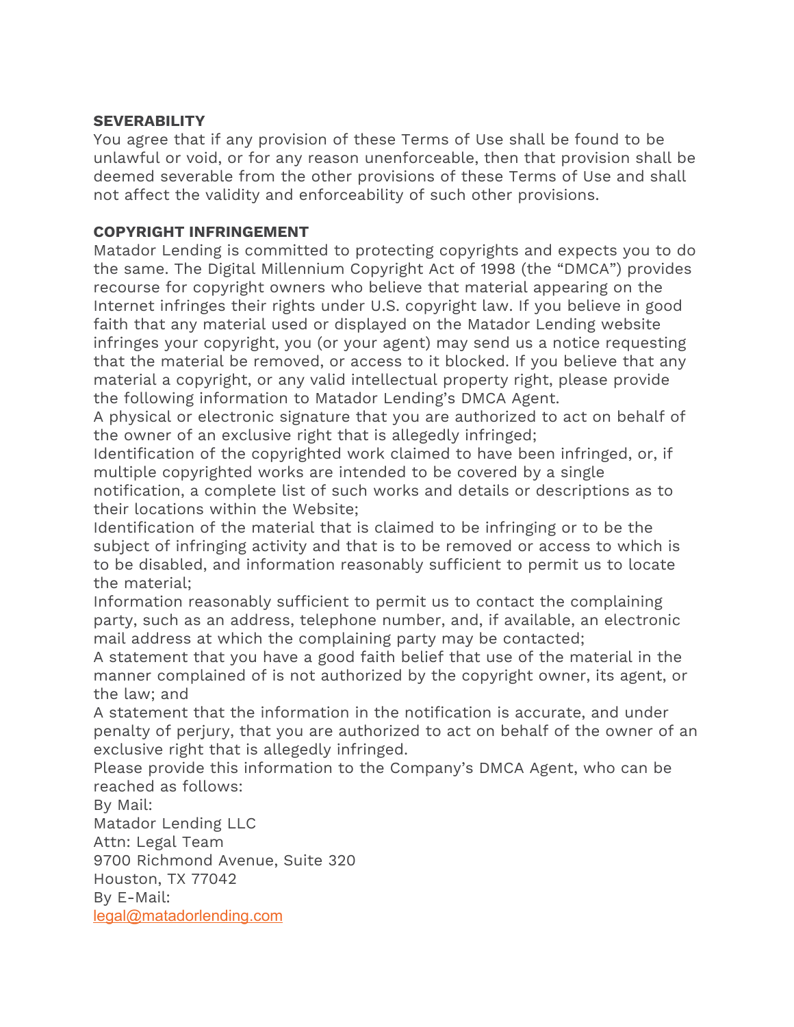**SEVERABILITY**

You agree that if any provision of these Terms of Use shall be found to be unlawful or void, or for any reason unenforceable, then that provision shall be deemed severable from the other provisions of these Terms of Use and shall not affect the validity and enforceability of such other provisions.

**COPYRIGHT INFRINGEMENT**

Matador Lending is committed to protecting copyrights and expects you to do the same. The Digital Millennium Copyright Act of 1998 (the "DMCA") provides recourse for copyright owners who believe that material appearing on the Internet infringes their rights under U.S. copyright law. If you believe in good faith that any material used or displayed on the Matador Lending website infringes your copyright, you (or your agent) may send us a notice requesting that the material be removed, or access to it blocked. If you believe that any material a copyright, or any valid intellectual property right, please provide the following information to Matador Lending's DMCA Agent.

A physical or electronic signature that you are authorized to act on behalf of the owner of an exclusive right that is allegedly infringed;

Identification of the copyrighted work claimed to have been infringed, or, if multiple copyrighted works are intended to be covered by a single notification, a complete list of such works and details or descriptions as to their locations within the Website;

Identification of the material that is claimed to be infringing or to be the subject of infringing activity and that is to be removed or access to which is to be disabled, and information reasonably sufficient to permit us to locate the material;

Information reasonably sufficient to permit us to contact the complaining party, such as an address, telephone number, and, if available, an electronic mail address at which the complaining party may be contacted;

A statement that you have a good faith belief that use of the material in the manner complained of is not authorized by the copyright owner, its agent, or the law; and

A statement that the information in the notification is accurate, and under penalty of perjury, that you are authorized to act on behalf of the owner of an exclusive right that is allegedly infringed.

Please provide this information to the Company's DMCA Agent, who can be reached as follows:

By Mail:
Matador Lending LLC
Attn: Legal Team
9700 Richmond Avenue, Suite 320
Houston, TX 77042

By E-Mail:
legal@matadorlending.com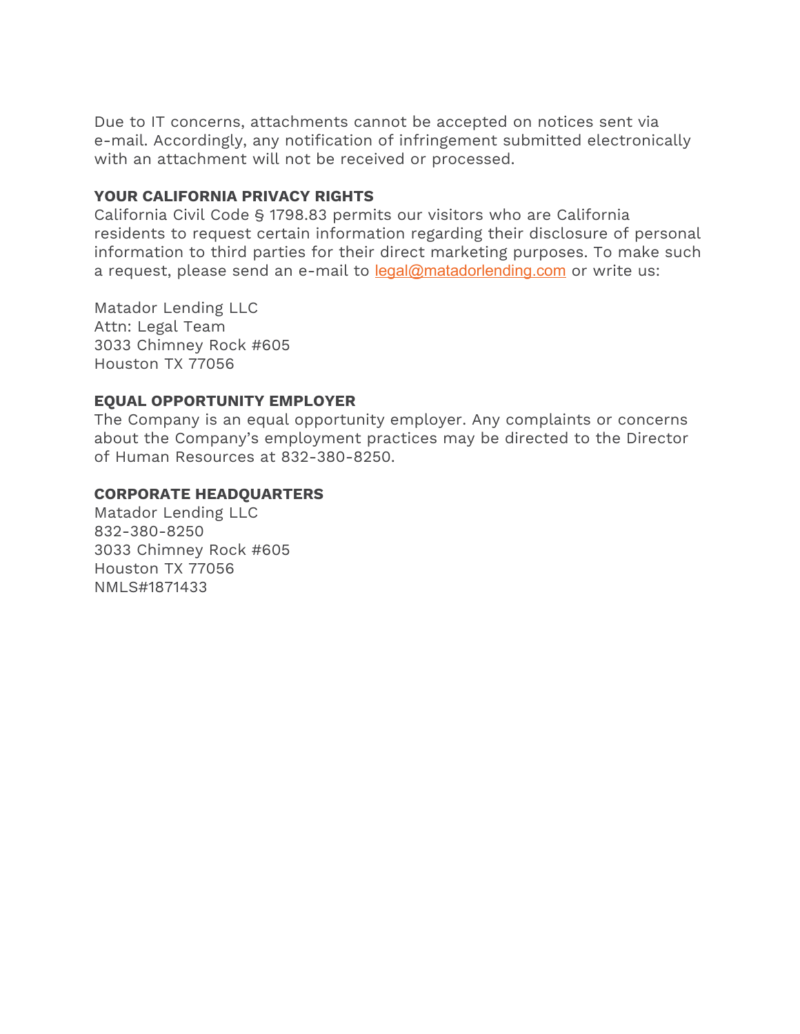Due to IT concerns, attachments cannot be accepted on notices sent via e-mail. Accordingly, any notification of infringement submitted electronically with an attachment will not be received or processed.

**YOUR CALIFORNIA PRIVACY RIGHTS**

California Civil Code § 1798.83 permits our visitors who are California residents to request certain information regarding their disclosure of personal information to third parties for their direct marketing purposes. To make such a request, please send an e-mail to legal@matadorlending.com or write us:

Matador Lending LLC
Attn: Legal Team
3033 Chimney Rock #605
Houston TX 77056

**EQUAL OPPORTUNITY EMPLOYER**

The Company is an equal opportunity employer. Any complaints or concerns about the Company's employment practices may be directed to the Director of Human Resources at 832-380-8250.

**CORPORATE HEADQUARTERS**

Matador Lending LLC
832-380-8250
3033 Chimney Rock #605
Houston TX 77056
NMLS#1871433